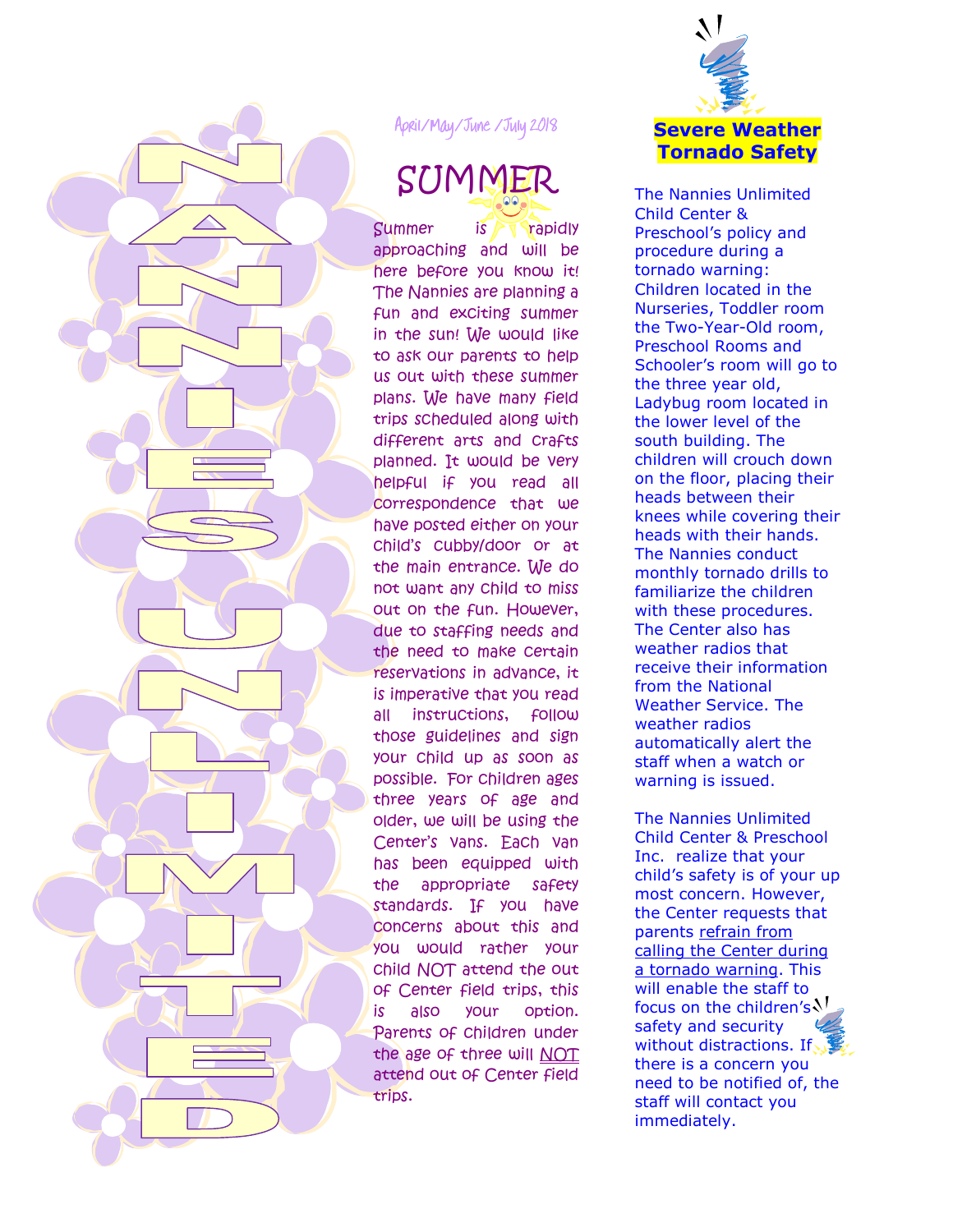# NANNIES UNLIMITED

April/May/June /July 2018

## SUMMER

Summer is rapidly approaching and will be here before you know it! The Nannies are planning a fun and exciting summer in the sun! We would like to ask our parents to help us out with these summer plans. We have many field trips scheduled along with different arts and crafts planned. It would be very helpful if you read all correspondence that we have posted either on your child's cubby/door or at the main entrance. We do not want any child to miss out on the fun. However, due to staffing needs and the need to make certain reservations in advance, it is imperative that you read all instructions, follow those guidelines and sign your child up as soon as possible. For children ages three years of age and older, we will be using the Center's vans. Each van has been equipped with the appropriate safety standards. If you have concerns about this and you would rather your child NOT attend the out of Center field trips, this is also your option. Parents of children under the age of three will NOT attend out of Center field trips.

## Severe Weather Tornado Safety

The Nannies Unlimited Child Center & Preschool's policy and procedure during a tornado warning: Children located in the Nurseries, Toddler room the Two-Year-Old room, Preschool Rooms and Schooler's room will go to the three year old, Ladybug room located in the lower level of the south building. The children will crouch down on the floor, placing their heads between their knees while covering their heads with their hands. The Nannies conduct monthly tornado drills to familiarize the children with these procedures. The Center also has weather radios that receive their information from the National Weather Service. The weather radios automatically alert the staff when a watch or warning is issued.

The Nannies Unlimited Child Center & Preschool Inc. realize that your child's safety is of your up most concern. However, the Center requests that parents refrain from calling the Center during a tornado warning. This will enable the staff to focus on the children's safety and security without distractions. If there is a concern you need to be notified of, the staff will contact you immediately.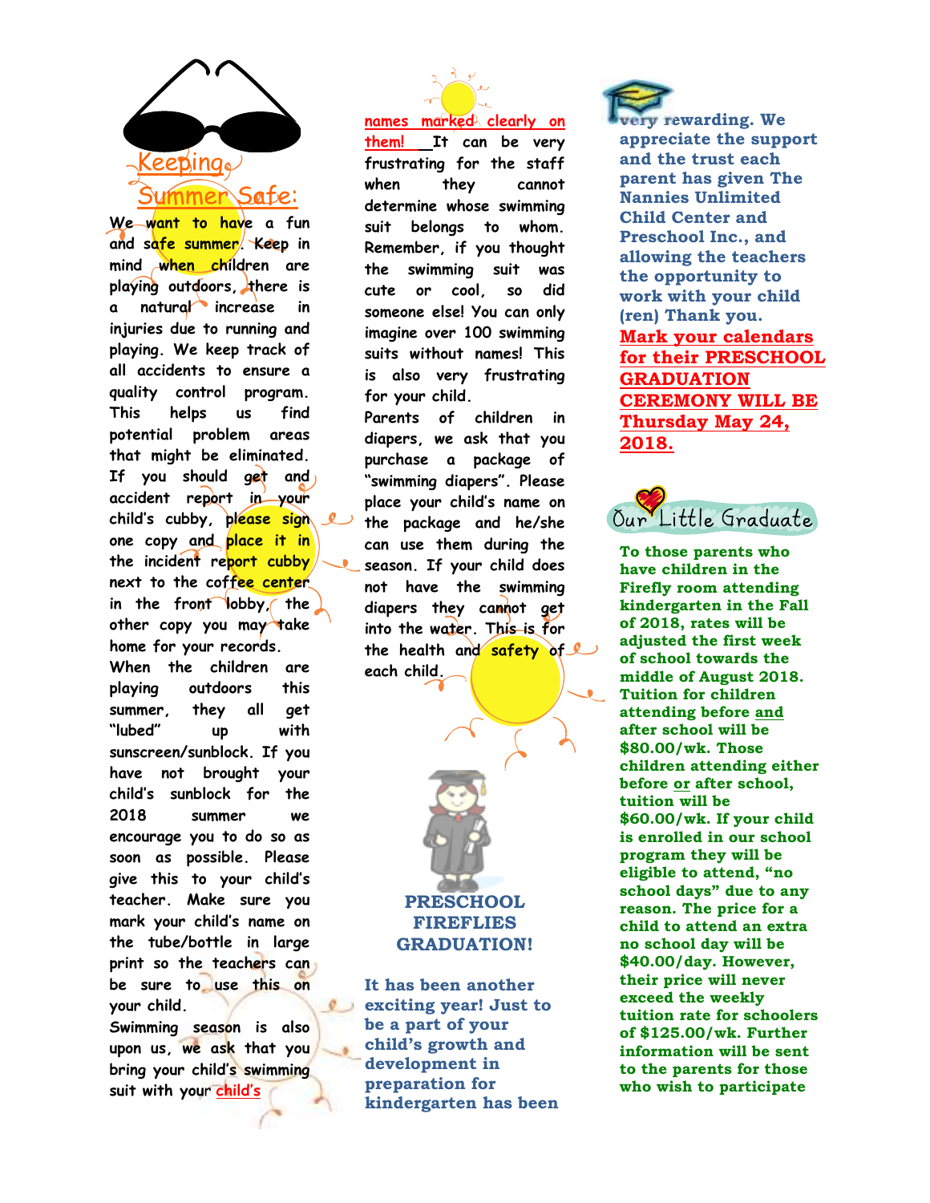## Keeping Summer Safe:

We want to have a fun and safe summer. Keep in mind when children are playing outdoors, there is a natural increase in injuries due to running and playing. We keep track of all accidents to ensure a quality control program. This helps us find potential problem areas that might be eliminated. If you should get and accident report in your child's cubby, please sign one copy and place it in the incident report cubby next to the coffee center in the front lobby, the other copy you may take home for your records.

When the children are playing outdoors this summer, they all get "lubed" up with sunscreen/sunblock. If you have not brought your child's sunblock for the 2018 summer we encourage you to do so as soon as possible. Please give this to your child's teacher. Make sure you mark your child's name on the tube/bottle in large print so the teachers can be sure to use this on your child.

Swimming season is also upon us, we ask that you bring your child's swimming suit with your **child's names marked clearly on them!** It can be very frustrating for the staff when they cannot determine whose swimming suit belongs to whom. Remember, if you thought the swimming suit was cute or cool, so did someone else! You can only imagine over 100 swimming suits without names! This is also very frustrating for your child.

Parents of children in diapers, we ask that you purchase a package of "swimming diapers". Please place your child's name on the package and he/she can use them during the season. If your child does not have the swimming diapers they cannot get into the water. This is for the health and safety of each child.

## PRESCHOOL FIREFLIES GRADUATION!

**It has been another exciting year! Just to be a part of your child's growth and development in preparation for kindergarten has been very rewarding. We appreciate the support and the trust each parent has given The Nannies Unlimited Child Center and Preschool Inc., and allowing the teachers the opportunity to work with your child (ren) Thank you.**

**Mark your calendars for their PRESCHOOL GRADUATION CEREMONY WILL BE Thursday May 24, 2018.**

## Our Little Graduate

**To those parents who have children in the Firefly room attending kindergarten in the Fall of 2018, rates will be adjusted the first week of school towards the middle of August 2018. Tuition for children attending before and after school will be $80.00/wk. Those children attending either before or after school, tuition will be $60.00/wk. If your child is enrolled in our school program they will be eligible to attend, "no school days" due to any reason. The price for a child to attend an extra no school day will be $40.00/day. However, their price will never exceed the weekly tuition rate for schoolers of $125.00/wk. Further information will be sent to the parents for those who wish to participate**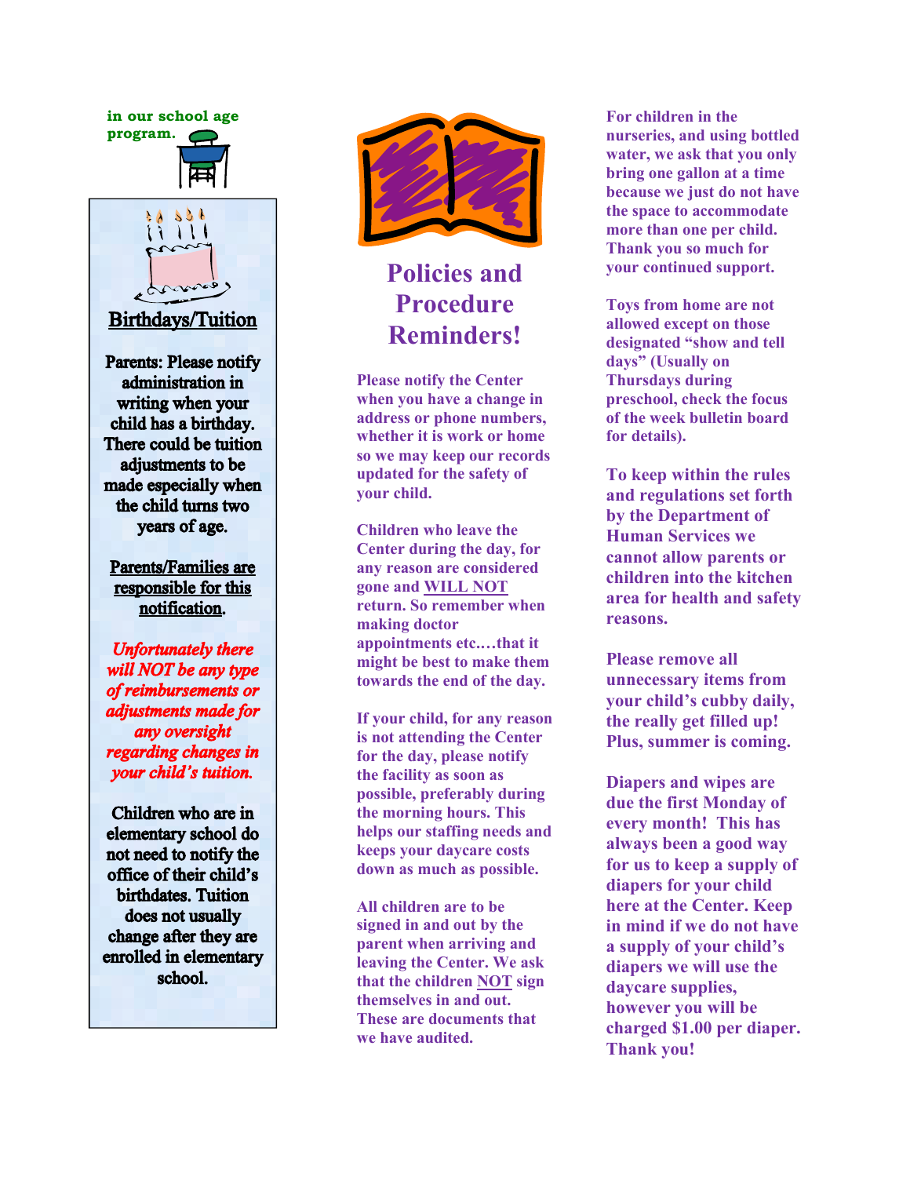**in our school age program.**

## Birthdays/Tuition

Parents: Please notify administration in writing when your child has a birthday. There could be tuition adjustments to be made especially when the child turns two years of age.

**Parents/Families are responsible for this notification.**

***Unfortunately there will NOT be any type of reimbursements or adjustments made for any oversight regarding changes in your child's tuition.***

Children who are in elementary school do not need to notify the office of their child's birthdates. Tuition does not usually change after they are enrolled in elementary school.

# Policies and Procedure Reminders!

**Please notify the Center when you have a change in address or phone numbers, whether it is work or home so we may keep our records updated for the safety of your child.**

**Children who leave the Center during the day, for any reason are considered gone and WILL NOT return. So remember when making doctor appointments etc.…that it might be best to make them towards the end of the day.**

**If your child, for any reason is not attending the Center for the day, please notify the facility as soon as possible, preferably during the morning hours. This helps our staffing needs and keeps your daycare costs down as much as possible.**

**All children are to be signed in and out by the parent when arriving and leaving the Center. We ask that the children NOT sign themselves in and out. These are documents that we have audited.**

**For children in the nurseries, and using bottled water, we ask that you only bring one gallon at a time because we just do not have the space to accommodate more than one per child. Thank you so much for your continued support.**

**Toys from home are not allowed except on those designated "show and tell days" (Usually on Thursdays during preschool, check the focus of the week bulletin board for details).**

**To keep within the rules and regulations set forth by the Department of Human Services we cannot allow parents or children into the kitchen area for health and safety reasons.**

**Please remove all unnecessary items from your child's cubby daily, the really get filled up! Plus, summer is coming.**

**Diapers and wipes are due the first Monday of every month! This has always been a good way for us to keep a supply of diapers for your child here at the Center. Keep in mind if we do not have a supply of your child's diapers we will use the daycare supplies, however you will be charged $1.00 per diaper. Thank you!**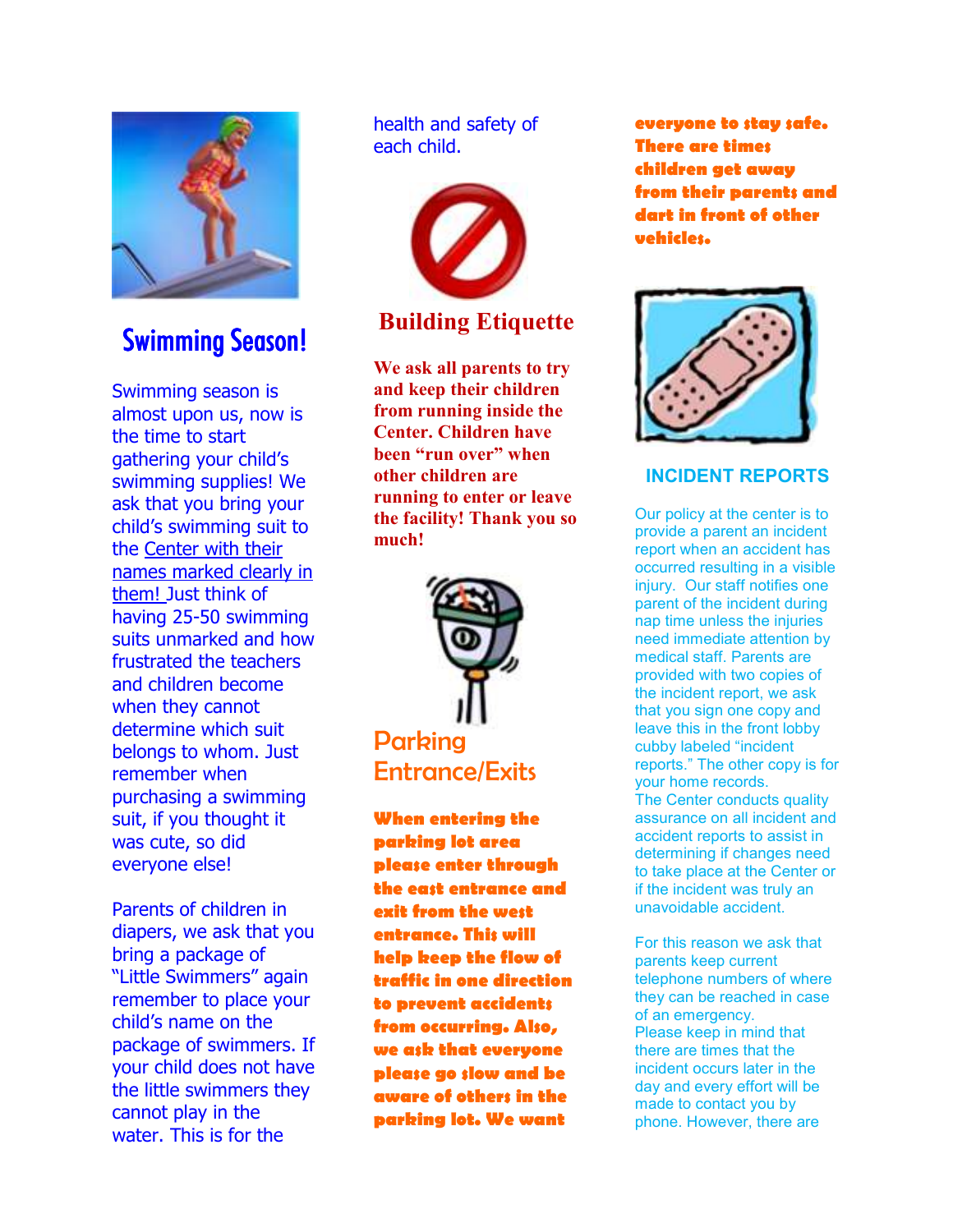## Swimming Season!

Swimming season is almost upon us, now is the time to start gathering your child's swimming supplies! We ask that you bring your child's swimming suit to the Center with their names marked clearly in them! Just think of having 25-50 swimming suits unmarked and how frustrated the teachers and children become when they cannot determine which suit belongs to whom. Just remember when purchasing a swimming suit, if you thought it was cute, so did everyone else!

Parents of children in diapers, we ask that you bring a package of "Little Swimmers" again remember to place your child's name on the package of swimmers. If your child does not have the little swimmers they cannot play in the water. This is for the health and safety of each child.

## Building Etiquette

**We ask all parents to try and keep their children from running inside the Center. Children have been "run over" when other children are running to enter or leave the facility! Thank you so much!**

## Parking Entrance/Exits

**When entering the parking lot area please enter through the east entrance and exit from the west entrance. This will help keep the flow of traffic in one direction to prevent accidents from occurring. Also, we ask that everyone please go slow and be aware of others in the parking lot. We want everyone to stay safe. There are times children get away from their parents and dart in front of other vehicles.**

## INCIDENT REPORTS

Our policy at the center is to provide a parent an incident report when an accident has occurred resulting in a visible injury. Our staff notifies one parent of the incident during nap time unless the injuries need immediate attention by medical staff. Parents are provided with two copies of the incident report, we ask that you sign one copy and leave this in the front lobby cubby labeled "incident reports." The other copy is for your home records.
The Center conducts quality assurance on all incident and accident reports to assist in determining if changes need to take place at the Center or if the incident was truly an unavoidable accident.

For this reason we ask that parents keep current telephone numbers of where they can be reached in case of an emergency.
Please keep in mind that there are times that the incident occurs later in the day and every effort will be made to contact you by phone. However, there are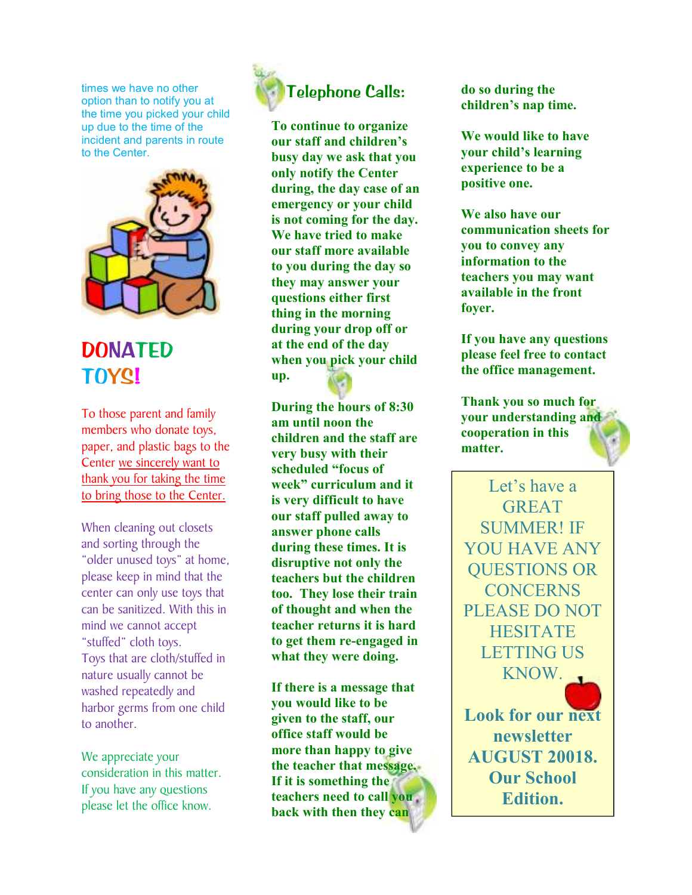times we have no other option than to notify you at the time you picked your child up due to the time of the incident and parents in route to the Center.

## DONATED TOYS!

To those parent and family members who donate toys, paper, and plastic bags to the Center we sincerely want to thank you for taking the time to bring those to the Center.

When cleaning out closets and sorting through the "older unused toys" at home, please keep in mind that the center can only use toys that can be sanitized. With this in mind we cannot accept "stuffed" cloth toys. Toys that are cloth/stuffed in nature usually cannot be washed repeatedly and harbor germs from one child to another.

We appreciate your consideration in this matter. If you have any questions please let the office know.

## Telephone Calls:

**To continue to organize our staff and children's busy day we ask that you only notify the Center during, the day case of an emergency or your child is not coming for the day. We have tried to make our staff more available to you during the day so they may answer your questions either first thing in the morning during your drop off or at the end of the day when you pick your child up.**

**During the hours of 8:30 am until noon the children and the staff are very busy with their scheduled "focus of week" curriculum and it is very difficult to have our staff pulled away to answer phone calls during these times. It is disruptive not only the teachers but the children too. They lose their train of thought and when the teacher returns it is hard to get them re-engaged in what they were doing.**

**If there is a message that you would like to be given to the staff, our office staff would be more than happy to give the teacher that message. If it is something the teachers need to call you back with then they can do so during the children's nap time.**

**We would like to have your child's learning experience to be a positive one.**

**We also have our communication sheets for you to convey any information to the teachers you may want available in the front foyer.**

**If you have any questions please feel free to contact the office management.**

**Thank you so much for your understanding and cooperation in this matter.**

Let's have a GREAT SUMMER! IF YOU HAVE ANY QUESTIONS OR CONCERNS PLEASE DO NOT HESITATE LETTING US KNOW.

**Look for our next newsletter AUGUST 20018. Our School Edition.**